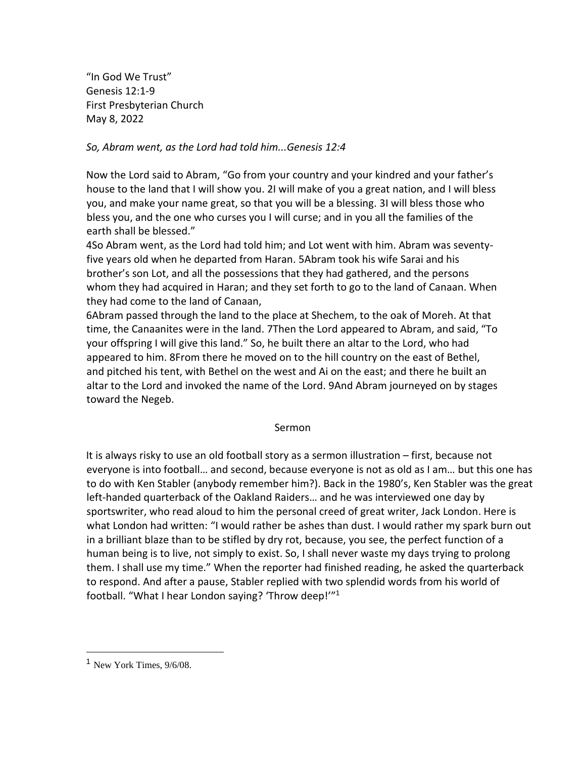"In God We Trust"
Genesis 12:1-9
First Presbyterian Church
May 8, 2022

*So, Abram went, as the Lord had told him...Genesis 12:4*

Now the Lord said to Abram, "Go from your country and your kindred and your father's house to the land that I will show you. 2I will make of you a great nation, and I will bless you, and make your name great, so that you will be a blessing. 3I will bless those who bless you, and the one who curses you I will curse; and in you all the families of the earth shall be blessed."

4So Abram went, as the Lord had told him; and Lot went with him. Abram was seventy-five years old when he departed from Haran. 5Abram took his wife Sarai and his brother's son Lot, and all the possessions that they had gathered, and the persons whom they had acquired in Haran; and they set forth to go to the land of Canaan. When they had come to the land of Canaan,

6Abram passed through the land to the place at Shechem, to the oak of Moreh. At that time, the Canaanites were in the land. 7Then the Lord appeared to Abram, and said, "To your offspring I will give this land." So, he built there an altar to the Lord, who had appeared to him. 8From there he moved on to the hill country on the east of Bethel, and pitched his tent, with Bethel on the west and Ai on the east; and there he built an altar to the Lord and invoked the name of the Lord. 9And Abram journeyed on by stages toward the Negeb.

## Sermon

It is always risky to use an old football story as a sermon illustration – first, because not everyone is into football… and second, because everyone is not as old as I am… but this one has to do with Ken Stabler (anybody remember him?). Back in the 1980's, Ken Stabler was the great left-handed quarterback of the Oakland Raiders… and he was interviewed one day by sportswriter, who read aloud to him the personal creed of great writer, Jack London. Here is what London had written: "I would rather be ashes than dust. I would rather my spark burn out in a brilliant blaze than to be stifled by dry rot, because, you see, the perfect function of a human being is to live, not simply to exist. So, I shall never waste my days trying to prolong them. I shall use my time." When the reporter had finished reading, he asked the quarterback to respond. And after a pause, Stabler replied with two splendid words from his world of football. "What I hear London saying? 'Throw deep!'"[1]

---

[1] New York Times, 9/6/08.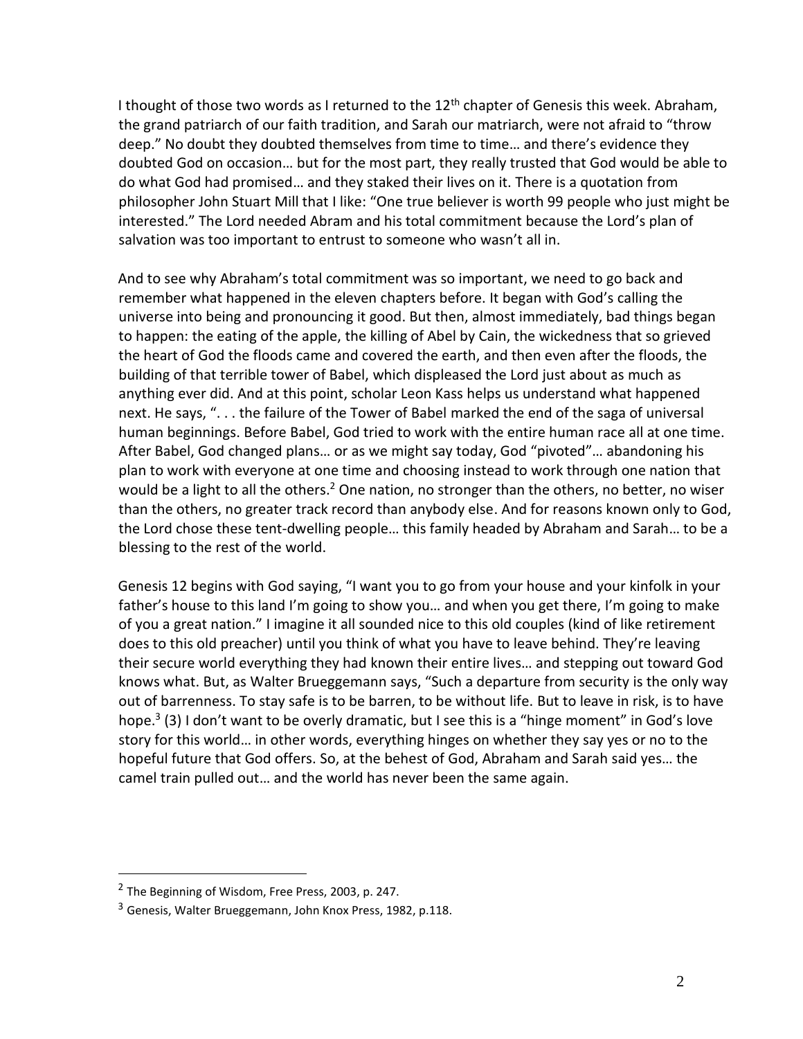I thought of those two words as I returned to the 12th chapter of Genesis this week. Abraham, the grand patriarch of our faith tradition, and Sarah our matriarch, were not afraid to "throw deep." No doubt they doubted themselves from time to time… and there's evidence they doubted God on occasion… but for the most part, they really trusted that God would be able to do what God had promised… and they staked their lives on it. There is a quotation from philosopher John Stuart Mill that I like: "One true believer is worth 99 people who just might be interested." The Lord needed Abram and his total commitment because the Lord's plan of salvation was too important to entrust to someone who wasn't all in.

And to see why Abraham's total commitment was so important, we need to go back and remember what happened in the eleven chapters before. It began with God's calling the universe into being and pronouncing it good. But then, almost immediately, bad things began to happen: the eating of the apple, the killing of Abel by Cain, the wickedness that so grieved the heart of God the floods came and covered the earth, and then even after the floods, the building of that terrible tower of Babel, which displeased the Lord just about as much as anything ever did. And at this point, scholar Leon Kass helps us understand what happened next. He says, ". . . the failure of the Tower of Babel marked the end of the saga of universal human beginnings. Before Babel, God tried to work with the entire human race all at one time. After Babel, God changed plans… or as we might say today, God "pivoted"… abandoning his plan to work with everyone at one time and choosing instead to work through one nation that would be a light to all the others.[2] One nation, no stronger than the others, no better, no wiser than the others, no greater track record than anybody else. And for reasons known only to God, the Lord chose these tent-dwelling people… this family headed by Abraham and Sarah… to be a blessing to the rest of the world.

Genesis 12 begins with God saying, "I want you to go from your house and your kinfolk in your father's house to this land I'm going to show you… and when you get there, I'm going to make of you a great nation." I imagine it all sounded nice to this old couples (kind of like retirement does to this old preacher) until you think of what you have to leave behind. They're leaving their secure world everything they had known their entire lives… and stepping out toward God knows what. But, as Walter Brueggemann says, "Such a departure from security is the only way out of barrenness. To stay safe is to be barren, to be without life. But to leave in risk, is to have hope.[3] (3) I don't want to be overly dramatic, but I see this is a "hinge moment" in God's love story for this world… in other words, everything hinges on whether they say yes or no to the hopeful future that God offers. So, at the behest of God, Abraham and Sarah said yes… the camel train pulled out… and the world has never been the same again.

---

[2] The Beginning of Wisdom, Free Press, 2003, p. 247.

[3] Genesis, Walter Brueggemann, John Knox Press, 1982, p.118.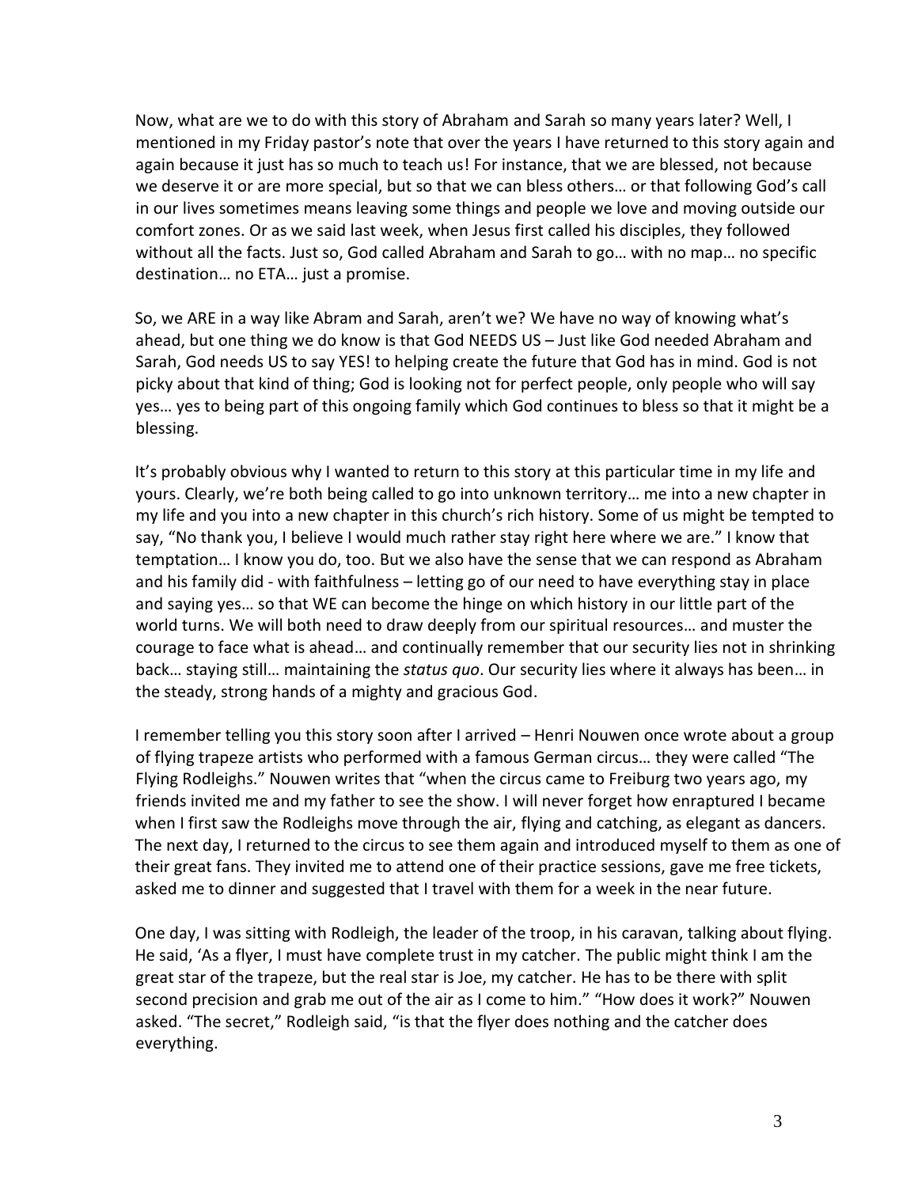Now, what are we to do with this story of Abraham and Sarah so many years later? Well, I mentioned in my Friday pastor's note that over the years I have returned to this story again and again because it just has so much to teach us! For instance, that we are blessed, not because we deserve it or are more special, but so that we can bless others… or that following God's call in our lives sometimes means leaving some things and people we love and moving outside our comfort zones. Or as we said last week, when Jesus first called his disciples, they followed without all the facts. Just so, God called Abraham and Sarah to go… with no map… no specific destination… no ETA… just a promise.

So, we ARE in a way like Abram and Sarah, aren't we? We have no way of knowing what's ahead, but one thing we do know is that God NEEDS US – Just like God needed Abraham and Sarah, God needs US to say YES! to helping create the future that God has in mind. God is not picky about that kind of thing; God is looking not for perfect people, only people who will say yes… yes to being part of this ongoing family which God continues to bless so that it might be a blessing.

It's probably obvious why I wanted to return to this story at this particular time in my life and yours. Clearly, we're both being called to go into unknown territory… me into a new chapter in my life and you into a new chapter in this church's rich history. Some of us might be tempted to say, "No thank you, I believe I would much rather stay right here where we are." I know that temptation… I know you do, too. But we also have the sense that we can respond as Abraham and his family did - with faithfulness – letting go of our need to have everything stay in place and saying yes… so that WE can become the hinge on which history in our little part of the world turns. We will both need to draw deeply from our spiritual resources… and muster the courage to face what is ahead… and continually remember that our security lies not in shrinking back… staying still… maintaining the *status quo*. Our security lies where it always has been… in the steady, strong hands of a mighty and gracious God.

I remember telling you this story soon after I arrived – Henri Nouwen once wrote about a group of flying trapeze artists who performed with a famous German circus… they were called "The Flying Rodleighs." Nouwen writes that "when the circus came to Freiburg two years ago, my friends invited me and my father to see the show. I will never forget how enraptured I became when I first saw the Rodleighs move through the air, flying and catching, as elegant as dancers. The next day, I returned to the circus to see them again and introduced myself to them as one of their great fans. They invited me to attend one of their practice sessions, gave me free tickets, asked me to dinner and suggested that I travel with them for a week in the near future.

One day, I was sitting with Rodleigh, the leader of the troop, in his caravan, talking about flying. He said, 'As a flyer, I must have complete trust in my catcher. The public might think I am the great star of the trapeze, but the real star is Joe, my catcher. He has to be there with split second precision and grab me out of the air as I come to him." "How does it work?" Nouwen asked. "The secret," Rodleigh said, "is that the flyer does nothing and the catcher does everything.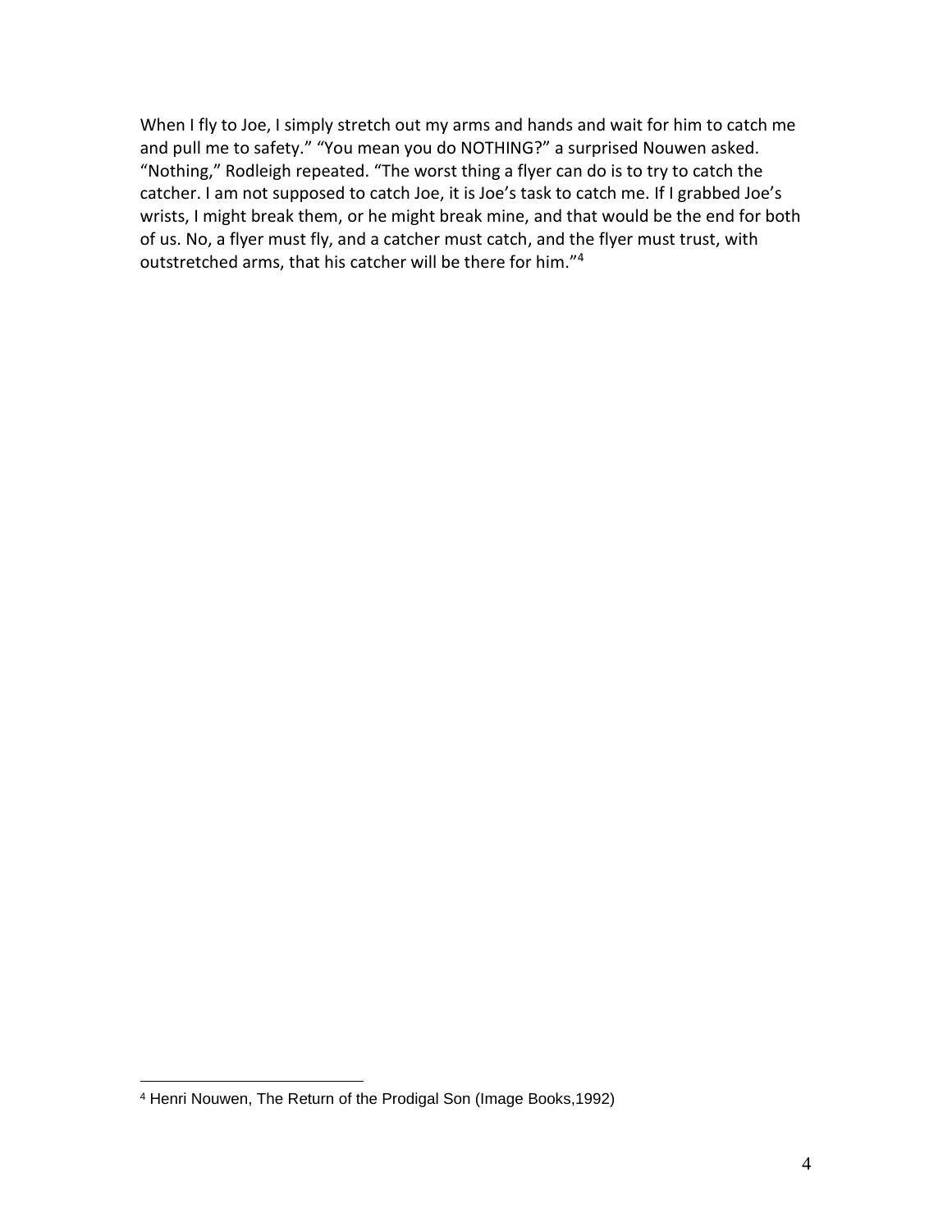When I fly to Joe, I simply stretch out my arms and hands and wait for him to catch me and pull me to safety." "You mean you do NOTHING?" a surprised Nouwen asked. "Nothing," Rodleigh repeated. "The worst thing a flyer can do is to try to catch the catcher. I am not supposed to catch Joe, it is Joe's task to catch me. If I grabbed Joe's wrists, I might break them, or he might break mine, and that would be the end for both of us. No, a flyer must fly, and a catcher must catch, and the flyer must trust, with outstretched arms, that his catcher will be there for him."[4]

---

[4] Henri Nouwen, The Return of the Prodigal Son (Image Books,1992)